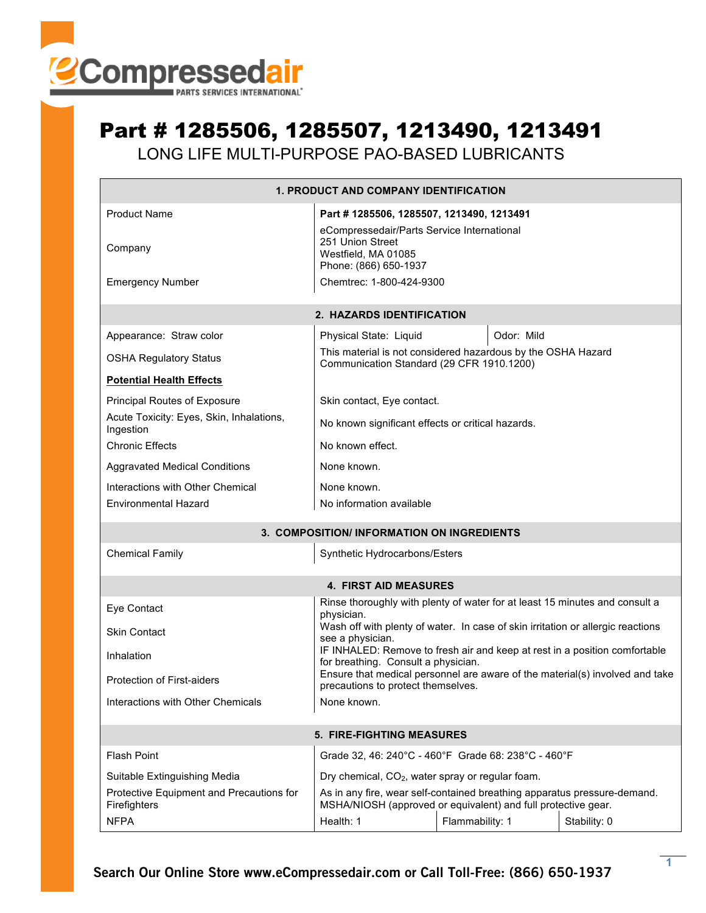# Part # 1285506, 1285507, 1213490, 1213491

## LONG LIFE MULTI-PURPOSE PAO-BASED LUBRICANTS

| 1. PRODUCT AND COMPANY IDENTIFICATION | | |
|---|---|---|
| Product Name | **Part # 1285506, 1285507, 1213490, 1213491** | |
| Company | eCompressedair/Parts Service International<br>251 Union Street<br>Westfield, MA 01085<br>Phone: (866) 650-1937 | |
| Emergency Number | Chemtrec: 1-800-424-9300 | |

| 2. HAZARDS IDENTIFICATION | | |
|---|---|---|
| Appearance: Straw color | Physical State: Liquid | Odor: Mild |
| OSHA Regulatory Status | This material is not considered hazardous by the OSHA Hazard Communication Standard (29 CFR 1910.1200) | |
| **Potential Health Effects** | | |
| Principal Routes of Exposure | Skin contact, Eye contact. | |
| Acute Toxicity: Eyes, Skin, Inhalations, Ingestion | No known significant effects or critical hazards. | |
| Chronic Effects | No known effect. | |
| Aggravated Medical Conditions | None known. | |
| Interactions with Other Chemical | None known. | |
| Environmental Hazard | No information available | |

| 3. COMPOSITION/ INFORMATION ON INGREDIENTS | |
|---|---|
| Chemical Family | Synthetic Hydrocarbons/Esters |

| 4. FIRST AID MEASURES | |
|---|---|
| Eye Contact | Rinse thoroughly with plenty of water for at least 15 minutes and consult a physician. |
| Skin Contact | Wash off with plenty of water. In case of skin irritation or allergic reactions see a physician. |
| Inhalation | IF INHALED: Remove to fresh air and keep at rest in a position comfortable for breathing. Consult a physician. |
| Protection of First-aiders | Ensure that medical personnel are aware of the material(s) involved and take precautions to protect themselves. |
| Interactions with Other Chemicals | None known. |

| 5. FIRE-FIGHTING MEASURES | | | |
|---|---|---|---|
| Flash Point | Grade 32, 46: 240°C - 460°F Grade 68: 238°C - 460°F | | |
| Suitable Extinguishing Media | Dry chemical, $CO_2$, water spray or regular foam. | | |
| Protective Equipment and Precautions for Firefighters | As in any fire, wear self-contained breathing apparatus pressure-demand. MSHA/NIOSH (approved or equivalent) and full protective gear. | | |
| NFPA | Health: 1 | Flammability: 1 | Stability: 0 |

**Search Our Online Store www.eCompressedair.com or Call Toll-Free: (866) 650-1937**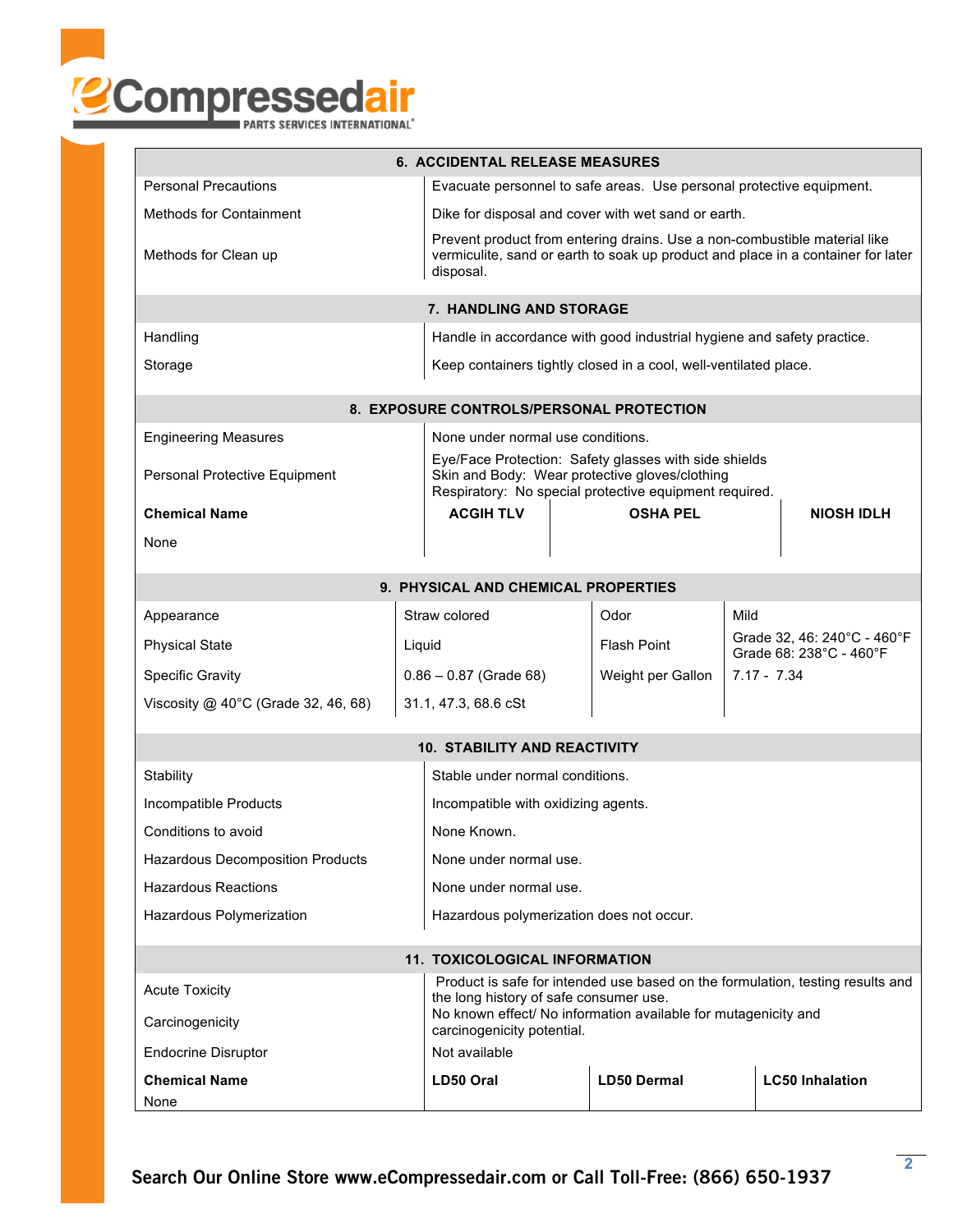## 6. ACCIDENTAL RELEASE MEASURES

| | |
|---|---|
| Personal Precautions | Evacuate personnel to safe areas. Use personal protective equipment. |
| Methods for Containment | Dike for disposal and cover with wet sand or earth. |
| Methods for Clean up | Prevent product from entering drains. Use a non-combustible material like vermiculite, sand or earth to soak up product and place in a container for later disposal. |

## 7. HANDLING AND STORAGE

| | |
|---|---|
| Handling | Handle in accordance with good industrial hygiene and safety practice. |
| Storage | Keep containers tightly closed in a cool, well-ventilated place. |

## 8. EXPOSURE CONTROLS/PERSONAL PROTECTION

| | |
|---|---|
| Engineering Measures | None under normal use conditions. |
| Personal Protective Equipment | Eye/Face Protection: Safety glasses with side shields<br>Skin and Body: Wear protective gloves/clothing<br>Respiratory: No special protective equipment required. |

| **Chemical Name** | **ACGIH TLV** | **OSHA PEL** | **NIOSH IDLH** |
|---|---|---|---|
| None | | | |

## 9. PHYSICAL AND CHEMICAL PROPERTIES

| | | | |
|---|---|---|---|
| Appearance | Straw colored | Odor | Mild |
| Physical State | Liquid | Flash Point | Grade 32, 46: 240°C - 460°F<br>Grade 68: 238°C - 460°F |
| Specific Gravity | 0.86 – 0.87 (Grade 68) | Weight per Gallon | 7.17 - 7.34 |
| Viscosity @ 40°C (Grade 32, 46, 68) | 31.1, 47.3, 68.6 cSt | | |

## 10. STABILITY AND REACTIVITY

| | |
|---|---|
| Stability | Stable under normal conditions. |
| Incompatible Products | Incompatible with oxidizing agents. |
| Conditions to avoid | None Known. |
| Hazardous Decomposition Products | None under normal use. |
| Hazardous Reactions | None under normal use. |
| Hazardous Polymerization | Hazardous polymerization does not occur. |

## 11. TOXICOLOGICAL INFORMATION

| | |
|---|---|
| Acute Toxicity | Product is safe for intended use based on the formulation, testing results and the long history of safe consumer use. |
| Carcinogenicity | No known effect/ No information available for mutagenicity and carcinogenicity potential. |
| Endocrine Disruptor | Not available |

| **Chemical Name** | **LD50 Oral** | **LD50 Dermal** | **LC50 Inhalation** |
|---|---|---|---|
| None | | | |

**Search Our Online Store www.eCompressedair.com or Call Toll-Free: (866) 650-1937**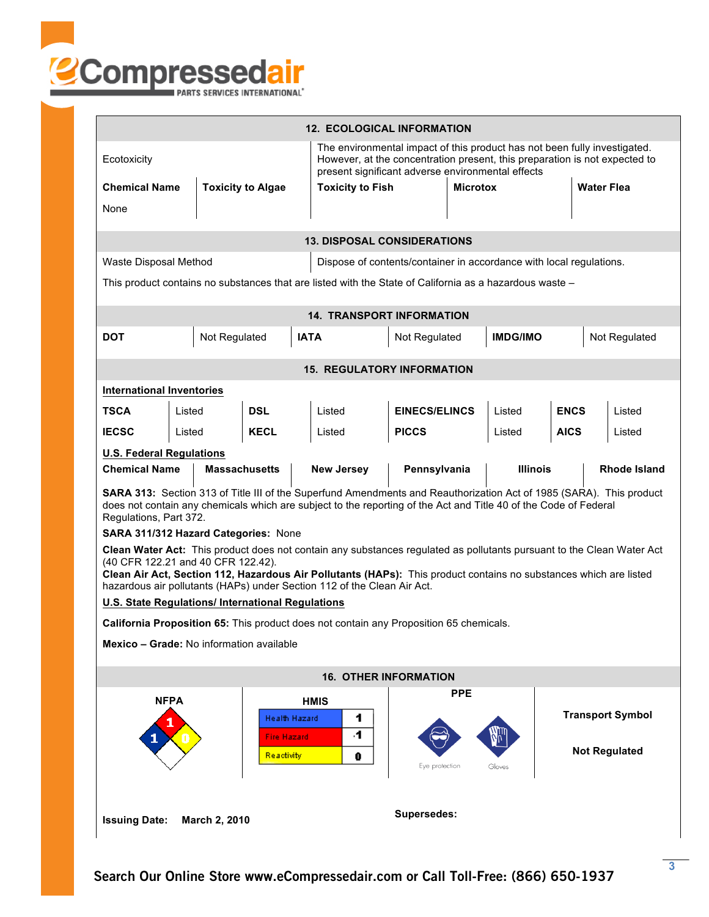## 12. ECOLOGICAL INFORMATION

| Ecotoxicity | The environmental impact of this product has not been fully investigated. However, at the concentration present, this preparation is not expected to present significant adverse environmental effects | | |
|---|---|---|---|

| Chemical Name | Toxicity to Algae | Toxicity to Fish | Microtox | Water Flea |
|---|---|---|---|---|
| None | | | | |

## 13. DISPOSAL CONSIDERATIONS

| Waste Disposal Method | Dispose of contents/container in accordance with local regulations. |
|---|---|

This product contains no substances that are listed with the State of California as a hazardous waste –

## 14. TRANSPORT INFORMATION

| DOT | Not Regulated | IATA | Not Regulated | IMDG/IMO | Not Regulated |
|---|---|---|---|---|---|

## 15. REGULATORY INFORMATION

**International Inventories**

| TSCA | Listed | DSL | Listed | EINECS/ELINCS | Listed | ENCS | Listed |
|---|---|---|---|---|---|---|---|
| IECSC | Listed | KECL | Listed | PICCS | Listed | AICS | Listed |

**U.S. Federal Regulations**

| Chemical Name | Massachusetts | New Jersey | Pennsylvania | Illinois | Rhode Island |
|---|---|---|---|---|---|

**SARA 313:** Section 313 of Title III of the Superfund Amendments and Reauthorization Act of 1985 (SARA). This product does not contain any chemicals which are subject to the reporting of the Act and Title 40 of the Code of Federal Regulations, Part 372.

**SARA 311/312 Hazard Categories:** None

**Clean Water Act:** This product does not contain any substances regulated as pollutants pursuant to the Clean Water Act (40 CFR 122.21 and 40 CFR 122.42).

**Clean Air Act, Section 112, Hazardous Air Pollutants (HAPs):** This product contains no substances which are listed hazardous air pollutants (HAPs) under Section 112 of the Clean Air Act.

**U.S. State Regulations/ International Regulations**

**California Proposition 65:** This product does not contain any Proposition 65 chemicals.

**Mexico – Grade:** No information available

## 16. OTHER INFORMATION

| NFPA | HMIS | PPE | Transport Symbol |
|---|---|---|---|
| Health: 1, Flammability: 1, Reactivity: 0 | Health Hazard: 1<br>Fire Hazard: 1<br>Reactivity: 0 | Eye protection, Gloves | Not Regulated |

**Issuing Date:** **March 2, 2010**

**Supersedes:**

**Search Our Online Store www.eCompressedair.com or Call Toll-Free: (866) 650-1937**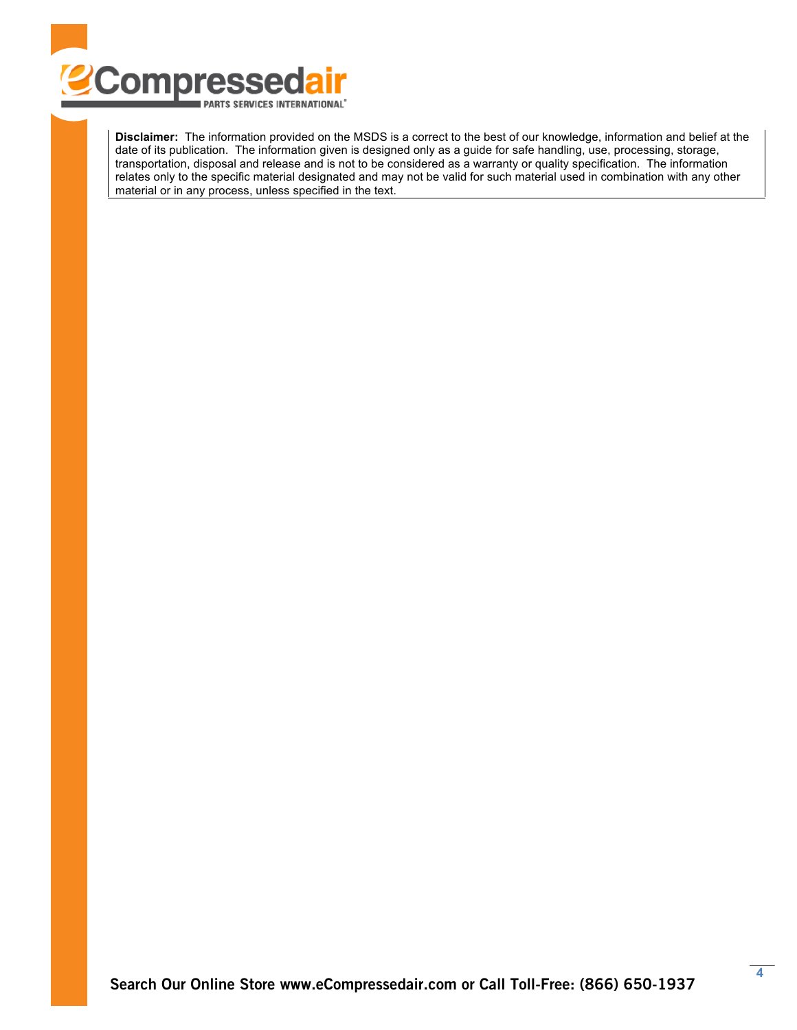**Disclaimer:** The information provided on the MSDS is a correct to the best of our knowledge, information and belief at the date of its publication. The information given is designed only as a guide for safe handling, use, processing, storage, transportation, disposal and release and is not to be considered as a warranty or quality specification. The information relates only to the specific material designated and may not be valid for such material used in combination with any other material or in any process, unless specified in the text.